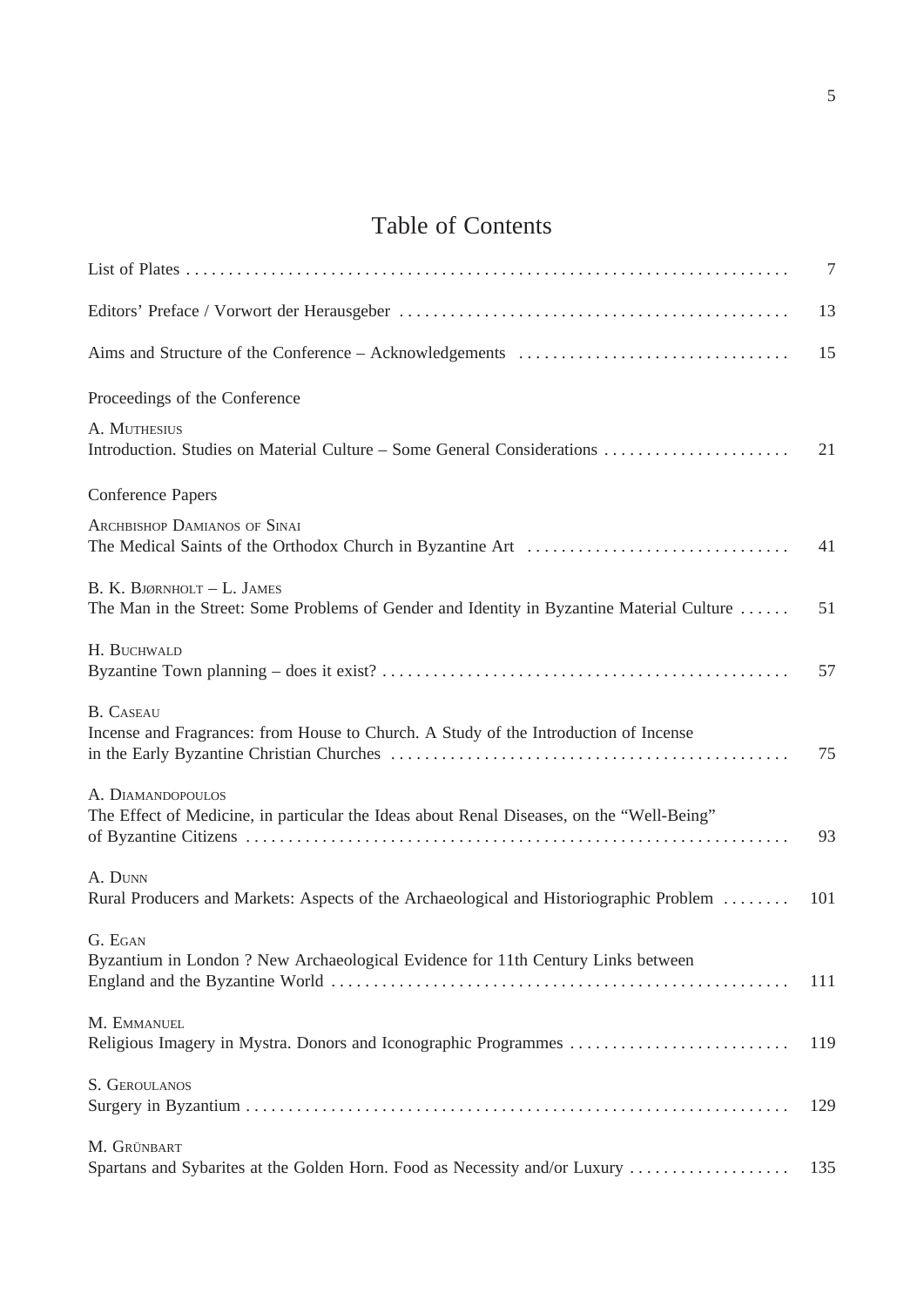# Table of Contents

| | |
|---|---|
| List of Plates | 7 |
| Editors' Preface / Vorwort der Herausgeber | 13 |
| Aims and Structure of the Conference – Acknowledgements | 15 |
| Proceedings of the Conference | |
| A. Muthesius<br>Introduction. Studies on Material Culture – Some General Considerations | 21 |
| Conference Papers | |
| Archbishop Damianos of Sinai<br>The Medical Saints of the Orthodox Church in Byzantine Art | 41 |
| B. K. Bjørnholt – L. James<br>The Man in the Street: Some Problems of Gender and Identity in Byzantine Material Culture | 51 |
| H. Buchwald<br>Byzantine Town planning – does it exist? | 57 |
| B. Caseau<br>Incense and Fragrances: from House to Church. A Study of the Introduction of Incense in the Early Byzantine Christian Churches | 75 |
| A. Diamandopoulos<br>The Effect of Medicine, in particular the Ideas about Renal Diseases, on the "Well-Being" of Byzantine Citizens | 93 |
| A. Dunn<br>Rural Producers and Markets: Aspects of the Archaeological and Historiographic Problem | 101 |
| G. Egan<br>Byzantium in London ? New Archaeological Evidence for 11th Century Links between England and the Byzantine World | 111 |
| M. Emmanuel<br>Religious Imagery in Mystra. Donors and Iconographic Programmes | 119 |
| S. Geroulanos<br>Surgery in Byzantium | 129 |
| M. Grünbart<br>Spartans and Sybarites at the Golden Horn. Food as Necessity and/or Luxury | 135 |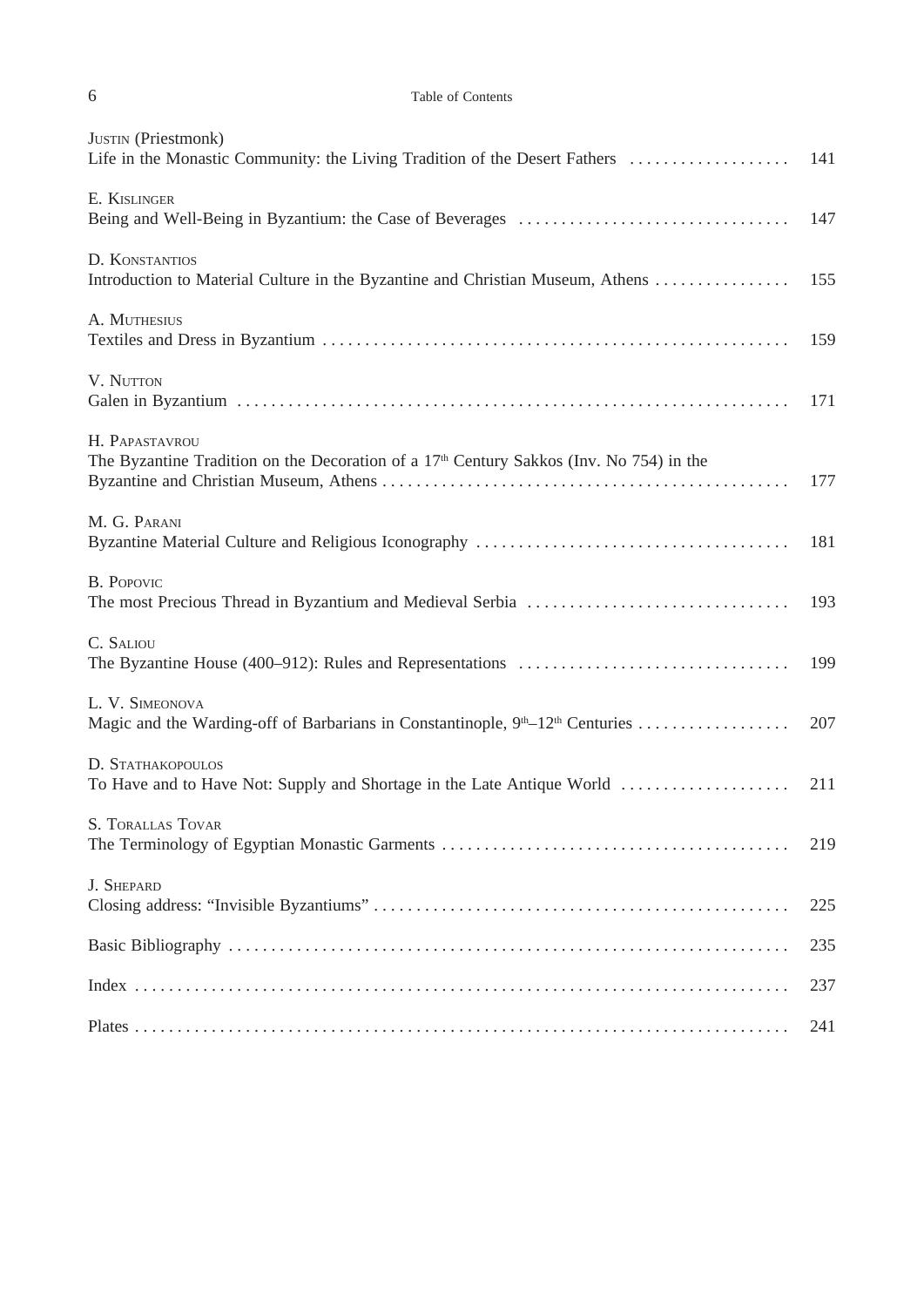Justin (Priestmonk)
Life in the Monastic Community: the Living Tradition of the Desert Fathers . . . . . . . . . . . . . . . . . . . 141

E. Kislinger
Being and Well-Being in Byzantium: the Case of Beverages . . . . . . . . . . . . . . . . . . . . . . . . . . . . . . . . 147

D. Konstantios
Introduction to Material Culture in the Byzantine and Christian Museum, Athens . . . . . . . . . . . . . . . . 155

A. Muthesius
Textiles and Dress in Byzantium . . . . . . . . . . . . . . . . . . . . . . . . . . . . . . . . . . . . . . . . . . . . . . . . . . . . . . 159

V. Nutton
Galen in Byzantium . . . . . . . . . . . . . . . . . . . . . . . . . . . . . . . . . . . . . . . . . . . . . . . . . . . . . . . . . . . . . . . . 171

H. Papastavrou
The Byzantine Tradition on the Decoration of a 17th Century Sakkos (Inv. No 754) in the Byzantine and Christian Museum, Athens . . . . . . . . . . . . . . . . . . . . . . . . . . . . . . . . . . . . . . . . . . . . . . . 177

M. G. Parani
Byzantine Material Culture and Religious Iconography . . . . . . . . . . . . . . . . . . . . . . . . . . . . . . . . . . . . 181

B. Popovic
The most Precious Thread in Byzantium and Medieval Serbia . . . . . . . . . . . . . . . . . . . . . . . . . . . . . . . 193

C. Saliou
The Byzantine House (400–912): Rules and Representations . . . . . . . . . . . . . . . . . . . . . . . . . . . . . . . . 199

L. V. Simeonova
Magic and the Warding-off of Barbarians in Constantinople, 9th–12th Centuries . . . . . . . . . . . . . . . . . . 207

D. Stathakopoulos
To Have and to Have Not: Supply and Shortage in the Late Antique World . . . . . . . . . . . . . . . . . . . . 211

S. Torallas Tovar
The Terminology of Egyptian Monastic Garments . . . . . . . . . . . . . . . . . . . . . . . . . . . . . . . . . . . . . . . . . 219

J. Shepard
Closing address: "Invisible Byzantiums" . . . . . . . . . . . . . . . . . . . . . . . . . . . . . . . . . . . . . . . . . . . . . . . . . 225

Basic Bibliography . . . . . . . . . . . . . . . . . . . . . . . . . . . . . . . . . . . . . . . . . . . . . . . . . . . . . . . . . . . . . . . . . . 235

Index . . . . . . . . . . . . . . . . . . . . . . . . . . . . . . . . . . . . . . . . . . . . . . . . . . . . . . . . . . . . . . . . . . . . . . . . . . . . 237

Plates . . . . . . . . . . . . . . . . . . . . . . . . . . . . . . . . . . . . . . . . . . . . . . . . . . . . . . . . . . . . . . . . . . . . . . . . . . . . 241